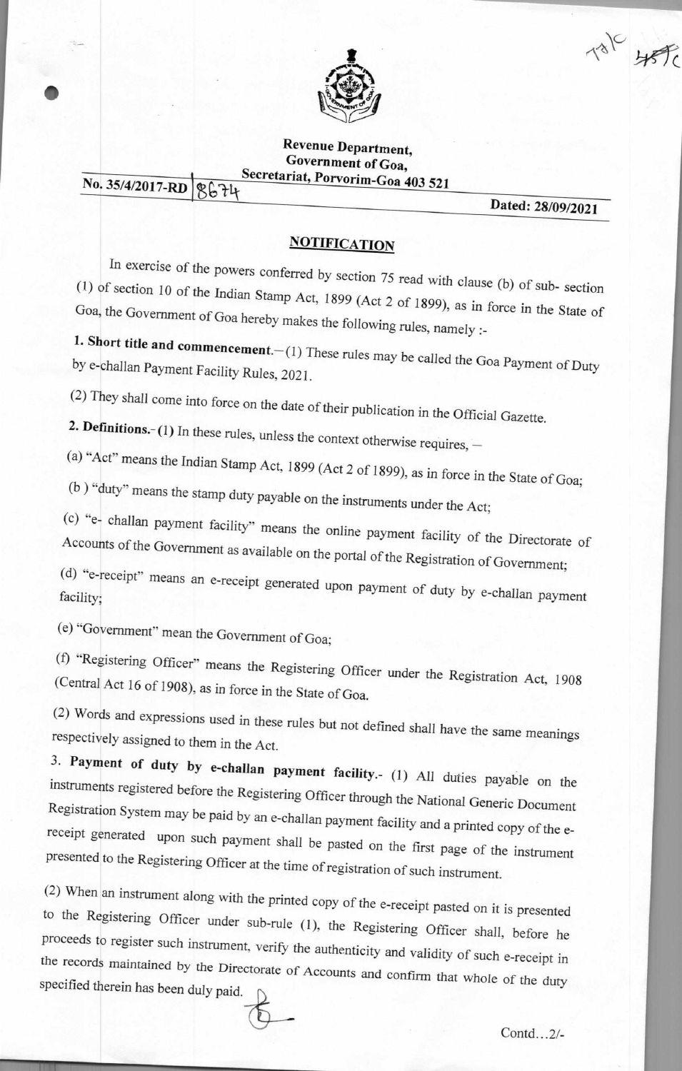Revenue Department,
Government of Goa,
Secretariat, Porvorim-Goa 403 521

No. 35/4/2017-RD | 8674

Dated: 28/09/2021

## NOTIFICATION

In exercise of the powers conferred by section 75 read with clause (b) of sub- section (1) of section 10 of the Indian Stamp Act, 1899 (Act 2 of 1899), as in force in the State of Goa, the Government of Goa hereby makes the following rules, namely :-

**1. Short title and commencement.**— (1) These rules may be called the Goa Payment of Duty by e-challan Payment Facility Rules, 2021.

(2) They shall come into force on the date of their publication in the Official Gazette.

**2. Definitions.**- (1) In these rules, unless the context otherwise requires, —

(a) "Act" means the Indian Stamp Act, 1899 (Act 2 of 1899), as in force in the State of Goa;

(b ) "duty" means the stamp duty payable on the instruments under the Act;

(c) "e- challan payment facility" means the online payment facility of the Directorate of Accounts of the Government as available on the portal of the Registration of Government;

(d) "e-receipt" means an e-receipt generated upon payment of duty by e-challan payment facility;

(e) "Government" mean the Government of Goa;

(f) "Registering Officer" means the Registering Officer under the Registration Act, 1908 (Central Act 16 of 1908), as in force in the State of Goa.

(2) Words and expressions used in these rules but not defined shall have the same meanings respectively assigned to them in the Act.

**3. Payment of duty by e-challan payment facility.**- (1) All duties payable on the instruments registered before the Registering Officer through the National Generic Document Registration System may be paid by an e-challan payment facility and a printed copy of the e-receipt generated upon such payment shall be pasted on the first page of the instrument presented to the Registering Officer at the time of registration of such instrument.

(2) When an instrument along with the printed copy of the e-receipt pasted on it is presented to the Registering Officer under sub-rule (1), the Registering Officer shall, before he proceeds to register such instrument, verify the authenticity and validity of such e-receipt in the records maintained by the Directorate of Accounts and confirm that whole of the duty specified therein has been duly paid.

Contd…2/-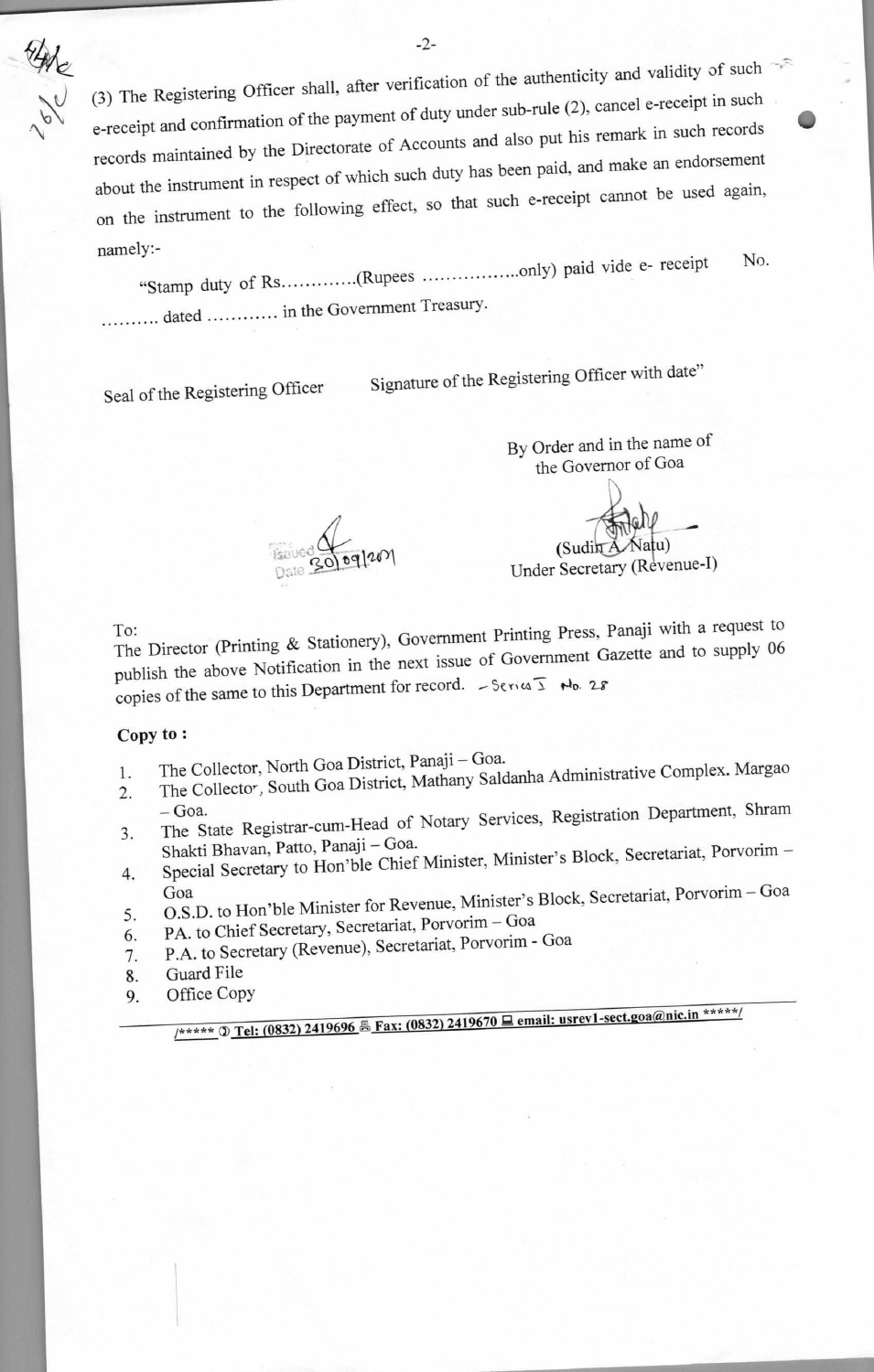(3) The Registering Officer shall, after verification of the authenticity and validity of such e-receipt and confirmation of the payment of duty under sub-rule (2), cancel e-receipt in such records maintained by the Directorate of Accounts and also put his remark in such records about the instrument in respect of which such duty has been paid, and make an endorsement on the instrument to the following effect, so that such e-receipt cannot be used again, namely:-

"Stamp duty of Rs............(Rupees ................only) paid vide e- receipt No. .......... dated ............ in the Government Treasury.

Seal of the Registering Officer Signature of the Registering Officer with date"

By Order and in the name of
the Governor of Goa

(Sudin A. Natu)
Under Secretary (Revenue-I)

Issued Date 30/09/2021

To:
The Director (Printing & Stationery), Government Printing Press, Panaji with a request to publish the above Notification in the next issue of Government Gazette and to supply 06 copies of the same to this Department for record. - Series I No. 28

**Copy to :**

1. The Collector, North Goa District, Panaji – Goa.
2. The Collector, South Goa District, Mathany Saldanha Administrative Complex. Margao – Goa.
3. The State Registrar-cum-Head of Notary Services, Registration Department, Shram Shakti Bhavan, Patto, Panaji – Goa.
4. Special Secretary to Hon'ble Chief Minister, Minister's Block, Secretariat, Porvorim – Goa
5. O.S.D. to Hon'ble Minister for Revenue, Minister's Block, Secretariat, Porvorim – Goa
6. PA. to Chief Secretary, Secretariat, Porvorim – Goa
7. P.A. to Secretary (Revenue), Secretariat, Porvorim - Goa
8. Guard File
9. Office Copy

/***** Tel: (0832) 2419696 Fax: (0832) 2419670 email: usrev1-sect.goa@nic.in *****/